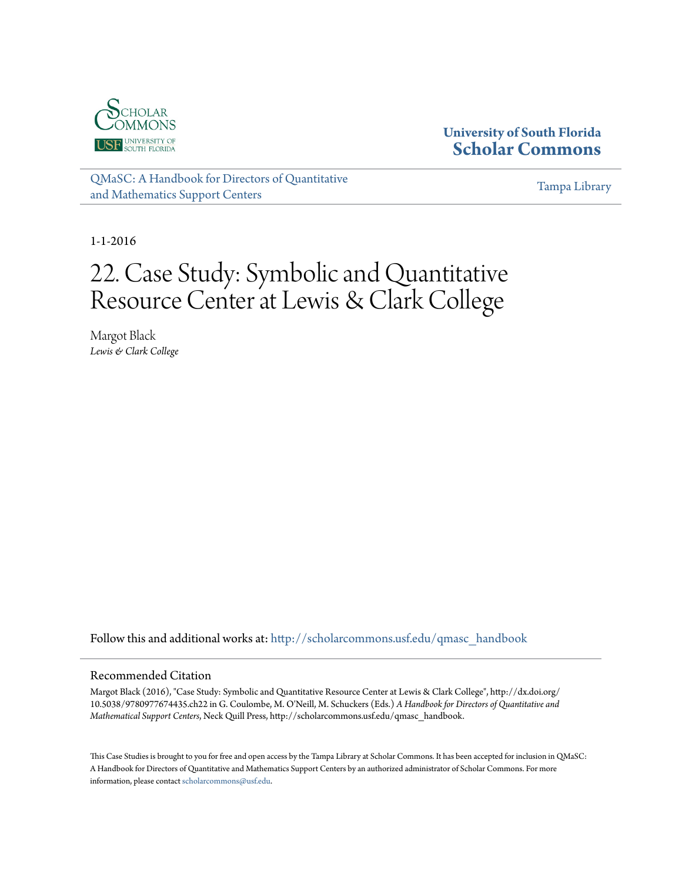University of South Florida
**Scholar Commons**

QMaSC: A Handbook for Directors of Quantitative and Mathematics Support Centers

Tampa Library

1-1-2016

# 22. Case Study: Symbolic and Quantitative Resource Center at Lewis & Clark College

Margot Black
*Lewis & Clark College*

Follow this and additional works at: http://scholarcommons.usf.edu/qmasc_handbook

## Recommended Citation

Margot Black (2016), "Case Study: Symbolic and Quantitative Resource Center at Lewis & Clark College", http://dx.doi.org/10.5038/9780977674435.ch22 in G. Coulombe, M. O'Neill, M. Schuckers (Eds.) *A Handbook for Directors of Quantitative and Mathematical Support Centers*, Neck Quill Press, http://scholarcommons.usf.edu/qmasc_handbook.

This Case Studies is brought to you for free and open access by the Tampa Library at Scholar Commons. It has been accepted for inclusion in QMaSC: A Handbook for Directors of Quantitative and Mathematics Support Centers by an authorized administrator of Scholar Commons. For more information, please contact scholarcommons@usf.edu.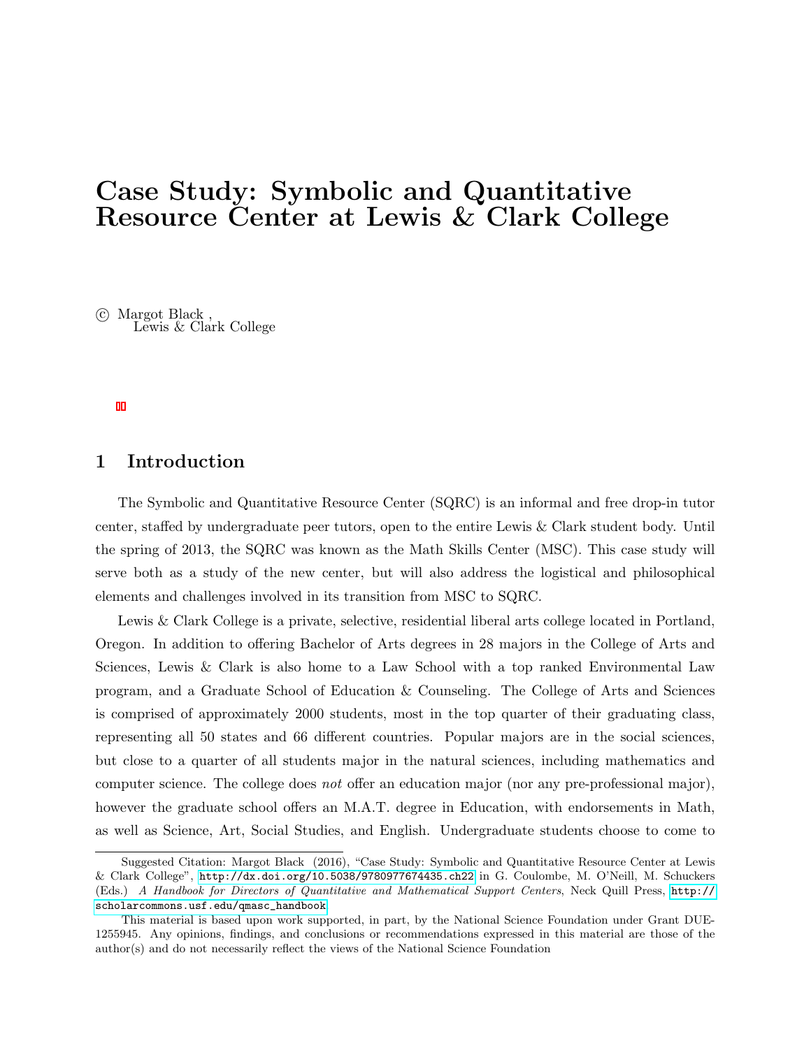# Case Study: Symbolic and Quantitative Resource Center at Lewis & Clark College

© Margot Black ,
Lewis & Clark College

## 1 Introduction

The Symbolic and Quantitative Resource Center (SQRC) is an informal and free drop-in tutor center, staffed by undergraduate peer tutors, open to the entire Lewis & Clark student body. Until the spring of 2013, the SQRC was known as the Math Skills Center (MSC). This case study will serve both as a study of the new center, but will also address the logistical and philosophical elements and challenges involved in its transition from MSC to SQRC.

Lewis & Clark College is a private, selective, residential liberal arts college located in Portland, Oregon. In addition to offering Bachelor of Arts degrees in 28 majors in the College of Arts and Sciences, Lewis & Clark is also home to a Law School with a top ranked Environmental Law program, and a Graduate School of Education & Counseling. The College of Arts and Sciences is comprised of approximately 2000 students, most in the top quarter of their graduating class, representing all 50 states and 66 different countries. Popular majors are in the social sciences, but close to a quarter of all students major in the natural sciences, including mathematics and computer science. The college does *not* offer an education major (nor any pre-professional major), however the graduate school offers an M.A.T. degree in Education, with endorsements in Math, as well as Science, Art, Social Studies, and English. Undergraduate students choose to come to

---

Suggested Citation: Margot Black (2016), "Case Study: Symbolic and Quantitative Resource Center at Lewis & Clark College", http://dx.doi.org/10.5038/9780977674435.ch22 in G. Coulombe, M. O'Neill, M. Schuckers (Eds.) *A Handbook for Directors of Quantitative and Mathematical Support Centers*, Neck Quill Press, http://scholarcommons.usf.edu/qmasc_handbook

This material is based upon work supported, in part, by the National Science Foundation under Grant DUE-1255945. Any opinions, findings, and conclusions or recommendations expressed in this material are those of the author(s) and do not necessarily reflect the views of the National Science Foundation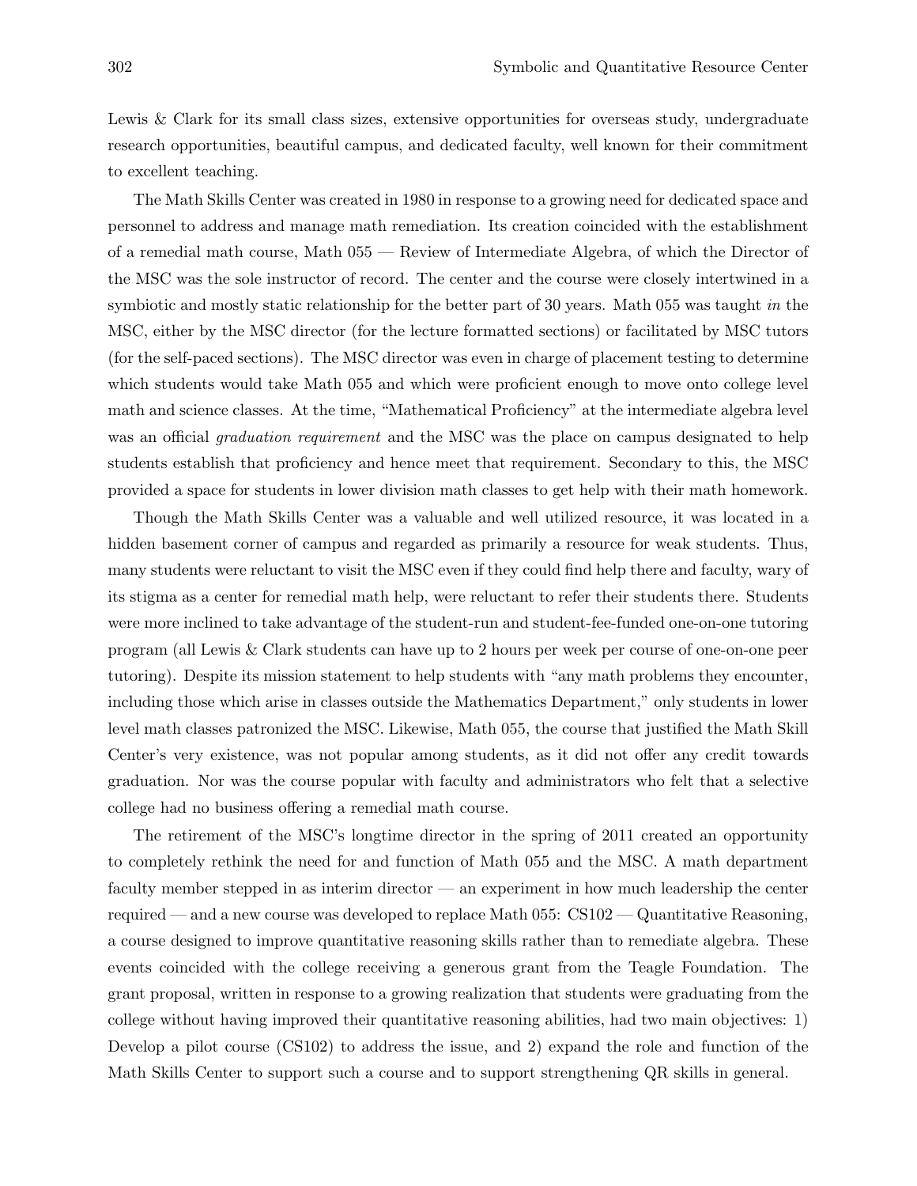Lewis & Clark for its small class sizes, extensive opportunities for overseas study, undergraduate research opportunities, beautiful campus, and dedicated faculty, well known for their commitment to excellent teaching.

The Math Skills Center was created in 1980 in response to a growing need for dedicated space and personnel to address and manage math remediation. Its creation coincided with the establishment of a remedial math course, Math 055 — Review of Intermediate Algebra, of which the Director of the MSC was the sole instructor of record. The center and the course were closely intertwined in a symbiotic and mostly static relationship for the better part of 30 years. Math 055 was taught *in* the MSC, either by the MSC director (for the lecture formatted sections) or facilitated by MSC tutors (for the self-paced sections). The MSC director was even in charge of placement testing to determine which students would take Math 055 and which were proficient enough to move onto college level math and science classes. At the time, "Mathematical Proficiency" at the intermediate algebra level was an official *graduation requirement* and the MSC was the place on campus designated to help students establish that proficiency and hence meet that requirement. Secondary to this, the MSC provided a space for students in lower division math classes to get help with their math homework.

Though the Math Skills Center was a valuable and well utilized resource, it was located in a hidden basement corner of campus and regarded as primarily a resource for weak students. Thus, many students were reluctant to visit the MSC even if they could find help there and faculty, wary of its stigma as a center for remedial math help, were reluctant to refer their students there. Students were more inclined to take advantage of the student-run and student-fee-funded one-on-one tutoring program (all Lewis & Clark students can have up to 2 hours per week per course of one-on-one peer tutoring). Despite its mission statement to help students with "any math problems they encounter, including those which arise in classes outside the Mathematics Department," only students in lower level math classes patronized the MSC. Likewise, Math 055, the course that justified the Math Skill Center's very existence, was not popular among students, as it did not offer any credit towards graduation. Nor was the course popular with faculty and administrators who felt that a selective college had no business offering a remedial math course.

The retirement of the MSC's longtime director in the spring of 2011 created an opportunity to completely rethink the need for and function of Math 055 and the MSC. A math department faculty member stepped in as interim director — an experiment in how much leadership the center required — and a new course was developed to replace Math 055: CS102 — Quantitative Reasoning, a course designed to improve quantitative reasoning skills rather than to remediate algebra. These events coincided with the college receiving a generous grant from the Teagle Foundation. The grant proposal, written in response to a growing realization that students were graduating from the college without having improved their quantitative reasoning abilities, had two main objectives: 1) Develop a pilot course (CS102) to address the issue, and 2) expand the role and function of the Math Skills Center to support such a course and to support strengthening QR skills in general.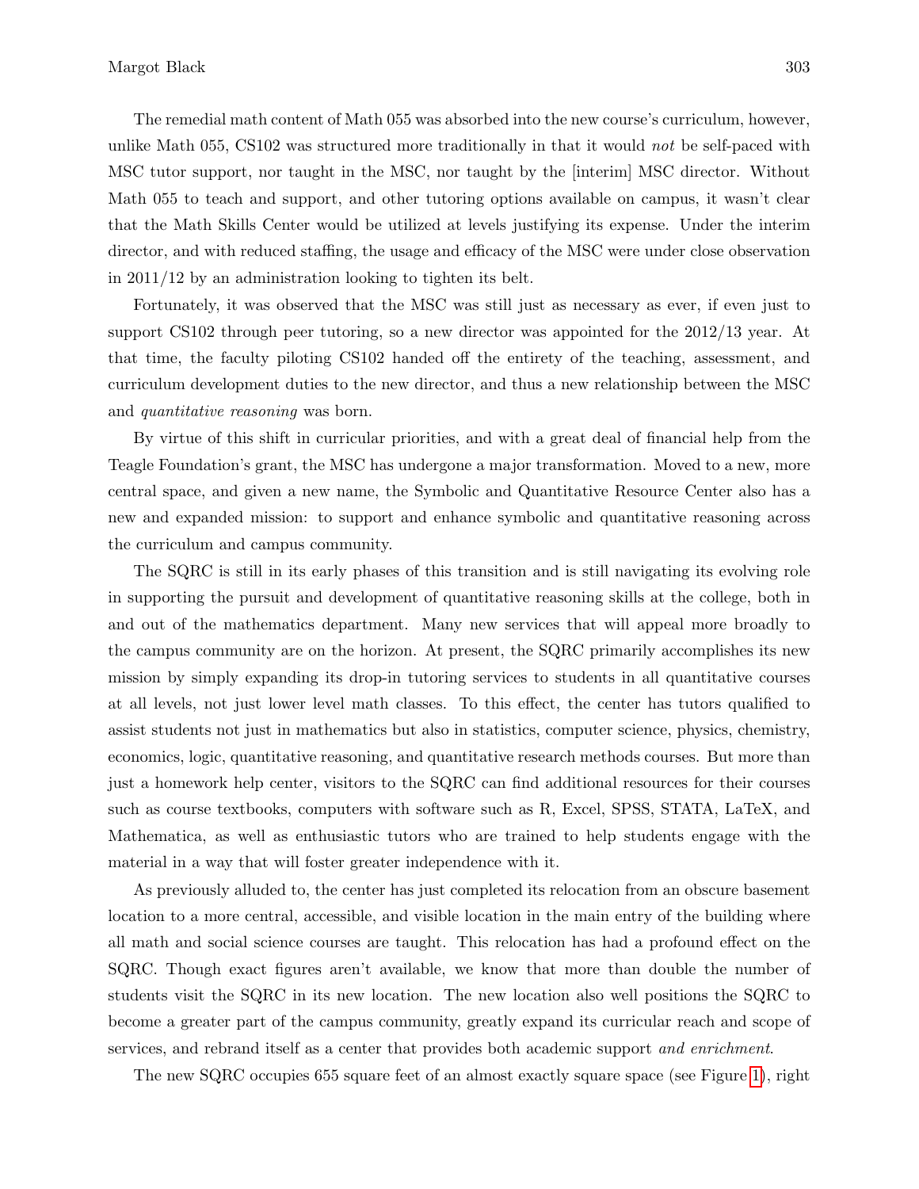The remedial math content of Math 055 was absorbed into the new course's curriculum, however, unlike Math 055, CS102 was structured more traditionally in that it would *not* be self-paced with MSC tutor support, nor taught in the MSC, nor taught by the [interim] MSC director. Without Math 055 to teach and support, and other tutoring options available on campus, it wasn't clear that the Math Skills Center would be utilized at levels justifying its expense. Under the interim director, and with reduced staffing, the usage and efficacy of the MSC were under close observation in 2011/12 by an administration looking to tighten its belt.

Fortunately, it was observed that the MSC was still just as necessary as ever, if even just to support CS102 through peer tutoring, so a new director was appointed for the 2012/13 year. At that time, the faculty piloting CS102 handed off the entirety of the teaching, assessment, and curriculum development duties to the new director, and thus a new relationship between the MSC and *quantitative reasoning* was born.

By virtue of this shift in curricular priorities, and with a great deal of financial help from the Teagle Foundation's grant, the MSC has undergone a major transformation. Moved to a new, more central space, and given a new name, the Symbolic and Quantitative Resource Center also has a new and expanded mission: to support and enhance symbolic and quantitative reasoning across the curriculum and campus community.

The SQRC is still in its early phases of this transition and is still navigating its evolving role in supporting the pursuit and development of quantitative reasoning skills at the college, both in and out of the mathematics department. Many new services that will appeal more broadly to the campus community are on the horizon. At present, the SQRC primarily accomplishes its new mission by simply expanding its drop-in tutoring services to students in all quantitative courses at all levels, not just lower level math classes. To this effect, the center has tutors qualified to assist students not just in mathematics but also in statistics, computer science, physics, chemistry, economics, logic, quantitative reasoning, and quantitative research methods courses. But more than just a homework help center, visitors to the SQRC can find additional resources for their courses such as course textbooks, computers with software such as R, Excel, SPSS, STATA, LaTeX, and Mathematica, as well as enthusiastic tutors who are trained to help students engage with the material in a way that will foster greater independence with it.

As previously alluded to, the center has just completed its relocation from an obscure basement location to a more central, accessible, and visible location in the main entry of the building where all math and social science courses are taught. This relocation has had a profound effect on the SQRC. Though exact figures aren't available, we know that more than double the number of students visit the SQRC in its new location. The new location also well positions the SQRC to become a greater part of the campus community, greatly expand its curricular reach and scope of services, and rebrand itself as a center that provides both academic support *and enrichment*.

The new SQRC occupies 655 square feet of an almost exactly square space (see Figure 1), right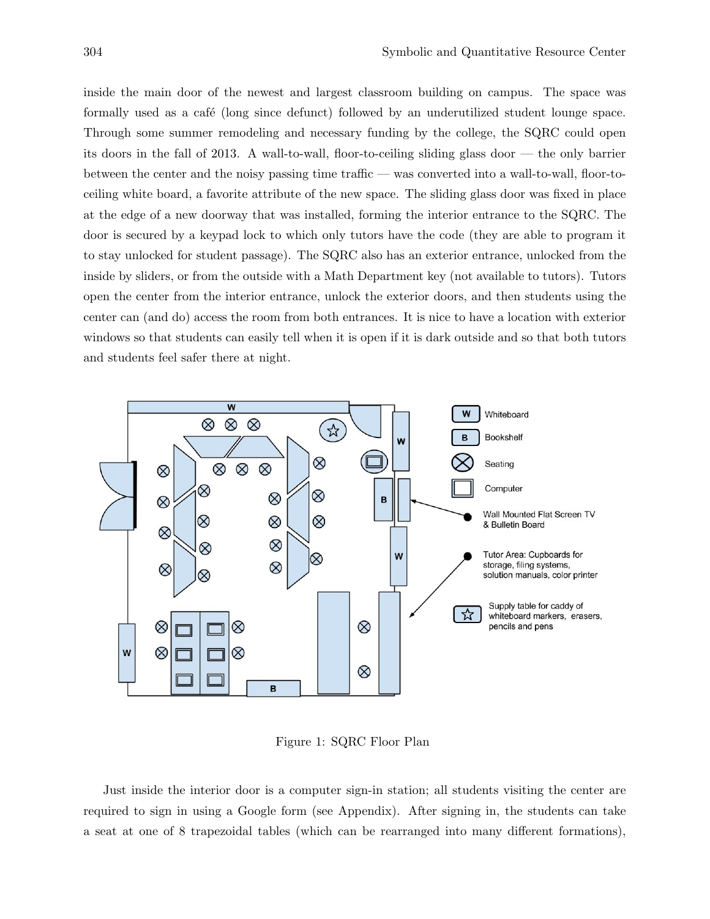inside the main door of the newest and largest classroom building on campus. The space was formally used as a café (long since defunct) followed by an underutilized student lounge space. Through some summer remodeling and necessary funding by the college, the SQRC could open its doors in the fall of 2013. A wall-to-wall, floor-to-ceiling sliding glass door — the only barrier between the center and the noisy passing time traffic — was converted into a wall-to-wall, floor-to-ceiling white board, a favorite attribute of the new space. The sliding glass door was fixed in place at the edge of a new doorway that was installed, forming the interior entrance to the SQRC. The door is secured by a keypad lock to which only tutors have the code (they are able to program it to stay unlocked for student passage). The SQRC also has an exterior entrance, unlocked from the inside by sliders, or from the outside with a Math Department key (not available to tutors). Tutors open the center from the interior entrance, unlock the exterior doors, and then students using the center can (and do) access the room from both entrances. It is nice to have a location with exterior windows so that students can easily tell when it is open if it is dark outside and so that both tutors and students feel safer there at night.

Figure 1: SQRC Floor Plan

Just inside the interior door is a computer sign-in station; all students visiting the center are required to sign in using a Google form (see Appendix). After signing in, the students can take a seat at one of 8 trapezoidal tables (which can be rearranged into many different formations),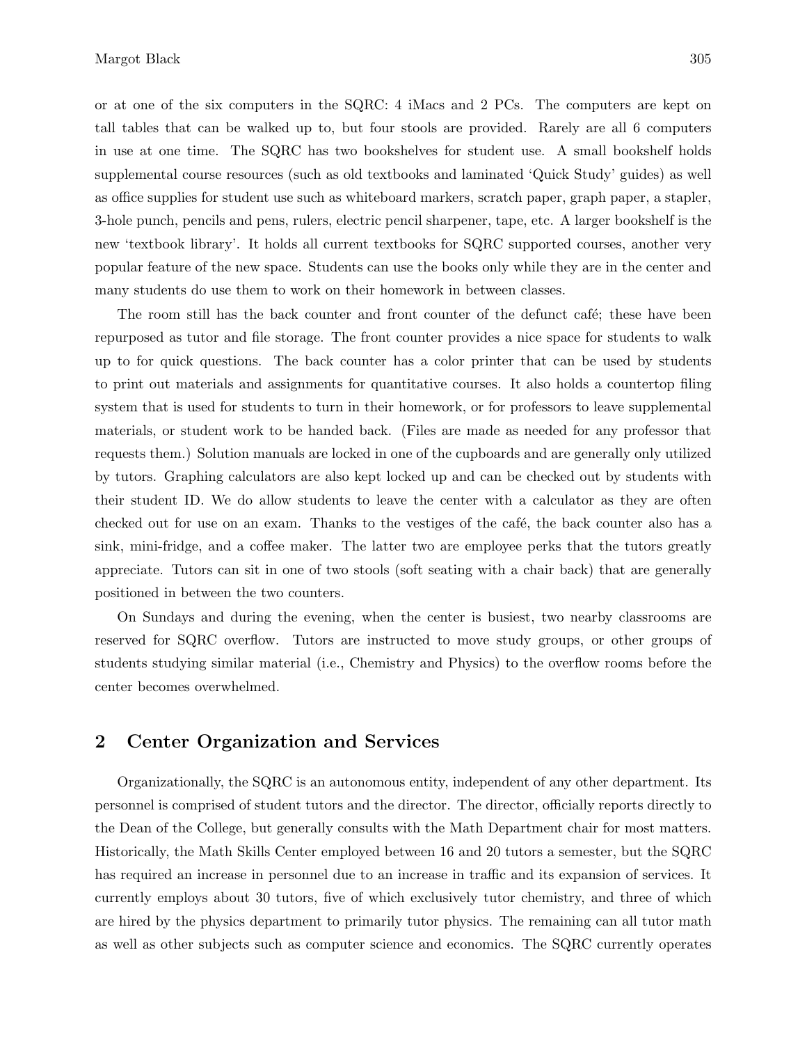or at one of the six computers in the SQRC: 4 iMacs and 2 PCs. The computers are kept on tall tables that can be walked up to, but four stools are provided. Rarely are all 6 computers in use at one time. The SQRC has two bookshelves for student use. A small bookshelf holds supplemental course resources (such as old textbooks and laminated 'Quick Study' guides) as well as office supplies for student use such as whiteboard markers, scratch paper, graph paper, a stapler, 3-hole punch, pencils and pens, rulers, electric pencil sharpener, tape, etc. A larger bookshelf is the new 'textbook library'. It holds all current textbooks for SQRC supported courses, another very popular feature of the new space. Students can use the books only while they are in the center and many students do use them to work on their homework in between classes.

The room still has the back counter and front counter of the defunct café; these have been repurposed as tutor and file storage. The front counter provides a nice space for students to walk up to for quick questions. The back counter has a color printer that can be used by students to print out materials and assignments for quantitative courses. It also holds a countertop filing system that is used for students to turn in their homework, or for professors to leave supplemental materials, or student work to be handed back. (Files are made as needed for any professor that requests them.) Solution manuals are locked in one of the cupboards and are generally only utilized by tutors. Graphing calculators are also kept locked up and can be checked out by students with their student ID. We do allow students to leave the center with a calculator as they are often checked out for use on an exam. Thanks to the vestiges of the café, the back counter also has a sink, mini-fridge, and a coffee maker. The latter two are employee perks that the tutors greatly appreciate. Tutors can sit in one of two stools (soft seating with a chair back) that are generally positioned in between the two counters.

On Sundays and during the evening, when the center is busiest, two nearby classrooms are reserved for SQRC overflow. Tutors are instructed to move study groups, or other groups of students studying similar material (i.e., Chemistry and Physics) to the overflow rooms before the center becomes overwhelmed.

## 2 Center Organization and Services

Organizationally, the SQRC is an autonomous entity, independent of any other department. Its personnel is comprised of student tutors and the director. The director, officially reports directly to the Dean of the College, but generally consults with the Math Department chair for most matters. Historically, the Math Skills Center employed between 16 and 20 tutors a semester, but the SQRC has required an increase in personnel due to an increase in traffic and its expansion of services. It currently employs about 30 tutors, five of which exclusively tutor chemistry, and three of which are hired by the physics department to primarily tutor physics. The remaining can all tutor math as well as other subjects such as computer science and economics. The SQRC currently operates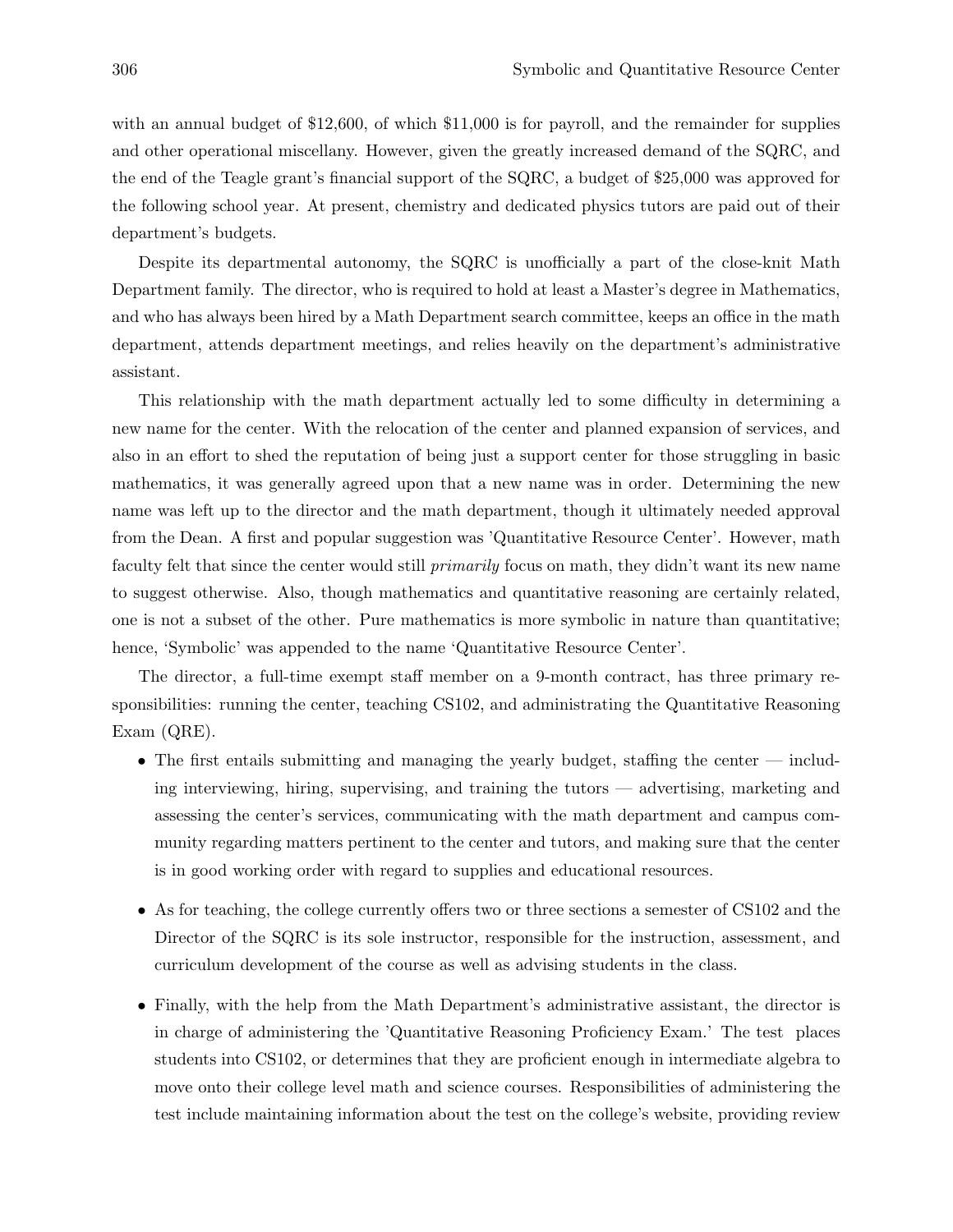with an annual budget of $12,600, of which $11,000 is for payroll, and the remainder for supplies and other operational miscellany. However, given the greatly increased demand of the SQRC, and the end of the Teagle grant's financial support of the SQRC, a budget of $25,000 was approved for the following school year. At present, chemistry and dedicated physics tutors are paid out of their department's budgets.

Despite its departmental autonomy, the SQRC is unofficially a part of the close-knit Math Department family. The director, who is required to hold at least a Master's degree in Mathematics, and who has always been hired by a Math Department search committee, keeps an office in the math department, attends department meetings, and relies heavily on the department's administrative assistant.

This relationship with the math department actually led to some difficulty in determining a new name for the center. With the relocation of the center and planned expansion of services, and also in an effort to shed the reputation of being just a support center for those struggling in basic mathematics, it was generally agreed upon that a new name was in order. Determining the new name was left up to the director and the math department, though it ultimately needed approval from the Dean. A first and popular suggestion was 'Quantitative Resource Center'. However, math faculty felt that since the center would still *primarily* focus on math, they didn't want its new name to suggest otherwise. Also, though mathematics and quantitative reasoning are certainly related, one is not a subset of the other. Pure mathematics is more symbolic in nature than quantitative; hence, 'Symbolic' was appended to the name 'Quantitative Resource Center'.

The director, a full-time exempt staff member on a 9-month contract, has three primary responsibilities: running the center, teaching CS102, and administrating the Quantitative Reasoning Exam (QRE).

- The first entails submitting and managing the yearly budget, staffing the center — including interviewing, hiring, supervising, and training the tutors — advertising, marketing and assessing the center's services, communicating with the math department and campus community regarding matters pertinent to the center and tutors, and making sure that the center is in good working order with regard to supplies and educational resources.

- As for teaching, the college currently offers two or three sections a semester of CS102 and the Director of the SQRC is its sole instructor, responsible for the instruction, assessment, and curriculum development of the course as well as advising students in the class.

- Finally, with the help from the Math Department's administrative assistant, the director is in charge of administering the 'Quantitative Reasoning Proficiency Exam.' The test places students into CS102, or determines that they are proficient enough in intermediate algebra to move onto their college level math and science courses. Responsibilities of administering the test include maintaining information about the test on the college's website, providing review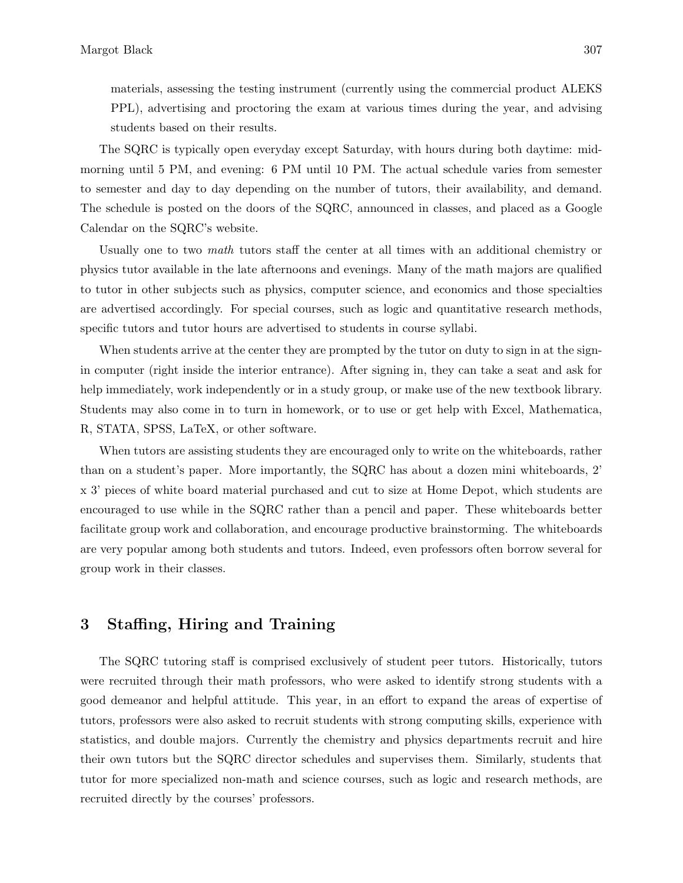materials, assessing the testing instrument (currently using the commercial product ALEKS PPL), advertising and proctoring the exam at various times during the year, and advising students based on their results.

The SQRC is typically open everyday except Saturday, with hours during both daytime: mid-morning until 5 PM, and evening: 6 PM until 10 PM. The actual schedule varies from semester to semester and day to day depending on the number of tutors, their availability, and demand. The schedule is posted on the doors of the SQRC, announced in classes, and placed as a Google Calendar on the SQRC's website.

Usually one to two *math* tutors staff the center at all times with an additional chemistry or physics tutor available in the late afternoons and evenings. Many of the math majors are qualified to tutor in other subjects such as physics, computer science, and economics and those specialties are advertised accordingly. For special courses, such as logic and quantitative research methods, specific tutors and tutor hours are advertised to students in course syllabi.

When students arrive at the center they are prompted by the tutor on duty to sign in at the sign-in computer (right inside the interior entrance). After signing in, they can take a seat and ask for help immediately, work independently or in a study group, or make use of the new textbook library. Students may also come in to turn in homework, or to use or get help with Excel, Mathematica, R, STATA, SPSS, LaTeX, or other software.

When tutors are assisting students they are encouraged only to write on the whiteboards, rather than on a student's paper. More importantly, the SQRC has about a dozen mini whiteboards, 2' x 3' pieces of white board material purchased and cut to size at Home Depot, which students are encouraged to use while in the SQRC rather than a pencil and paper. These whiteboards better facilitate group work and collaboration, and encourage productive brainstorming. The whiteboards are very popular among both students and tutors. Indeed, even professors often borrow several for group work in their classes.

## 3 Staffing, Hiring and Training

The SQRC tutoring staff is comprised exclusively of student peer tutors. Historically, tutors were recruited through their math professors, who were asked to identify strong students with a good demeanor and helpful attitude. This year, in an effort to expand the areas of expertise of tutors, professors were also asked to recruit students with strong computing skills, experience with statistics, and double majors. Currently the chemistry and physics departments recruit and hire their own tutors but the SQRC director schedules and supervises them. Similarly, students that tutor for more specialized non-math and science courses, such as logic and research methods, are recruited directly by the courses' professors.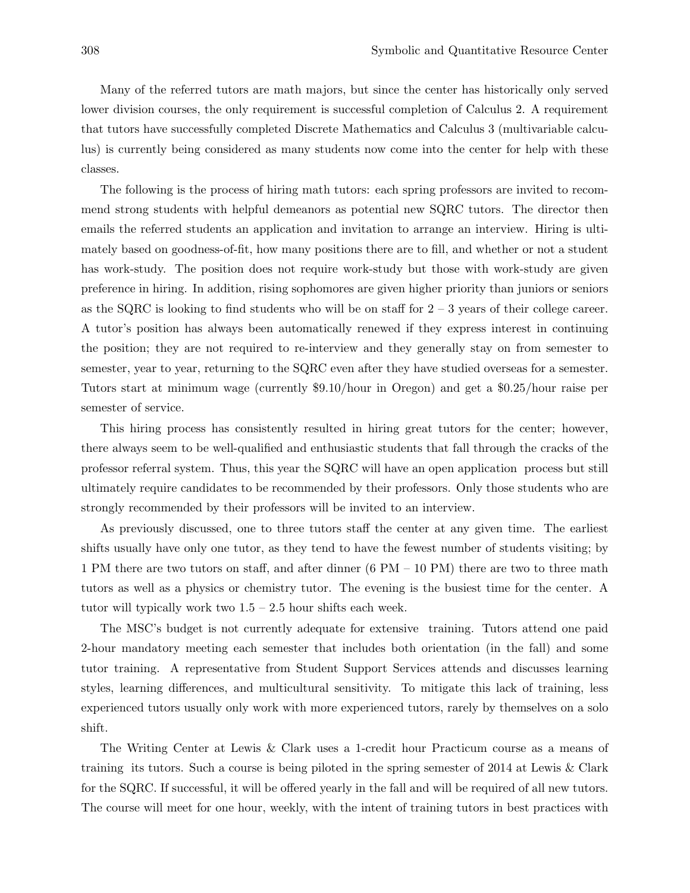Many of the referred tutors are math majors, but since the center has historically only served lower division courses, the only requirement is successful completion of Calculus 2. A requirement that tutors have successfully completed Discrete Mathematics and Calculus 3 (multivariable calculus) is currently being considered as many students now come into the center for help with these classes.

The following is the process of hiring math tutors: each spring professors are invited to recommend strong students with helpful demeanors as potential new SQRC tutors. The director then emails the referred students an application and invitation to arrange an interview. Hiring is ultimately based on goodness-of-fit, how many positions there are to fill, and whether or not a student has work-study. The position does not require work-study but those with work-study are given preference in hiring. In addition, rising sophomores are given higher priority than juniors or seniors as the SQRC is looking to find students who will be on staff for 2 – 3 years of their college career. A tutor's position has always been automatically renewed if they express interest in continuing the position; they are not required to re-interview and they generally stay on from semester to semester, year to year, returning to the SQRC even after they have studied overseas for a semester. Tutors start at minimum wage (currently $9.10/hour in Oregon) and get a $0.25/hour raise per semester of service.

This hiring process has consistently resulted in hiring great tutors for the center; however, there always seem to be well-qualified and enthusiastic students that fall through the cracks of the professor referral system. Thus, this year the SQRC will have an open application process but still ultimately require candidates to be recommended by their professors. Only those students who are strongly recommended by their professors will be invited to an interview.

As previously discussed, one to three tutors staff the center at any given time. The earliest shifts usually have only one tutor, as they tend to have the fewest number of students visiting; by 1 PM there are two tutors on staff, and after dinner (6 PM – 10 PM) there are two to three math tutors as well as a physics or chemistry tutor. The evening is the busiest time for the center. A tutor will typically work two 1.5 – 2.5 hour shifts each week.

The MSC's budget is not currently adequate for extensive training. Tutors attend one paid 2-hour mandatory meeting each semester that includes both orientation (in the fall) and some tutor training. A representative from Student Support Services attends and discusses learning styles, learning differences, and multicultural sensitivity. To mitigate this lack of training, less experienced tutors usually only work with more experienced tutors, rarely by themselves on a solo shift.

The Writing Center at Lewis & Clark uses a 1-credit hour Practicum course as a means of training its tutors. Such a course is being piloted in the spring semester of 2014 at Lewis & Clark for the SQRC. If successful, it will be offered yearly in the fall and will be required of all new tutors. The course will meet for one hour, weekly, with the intent of training tutors in best practices with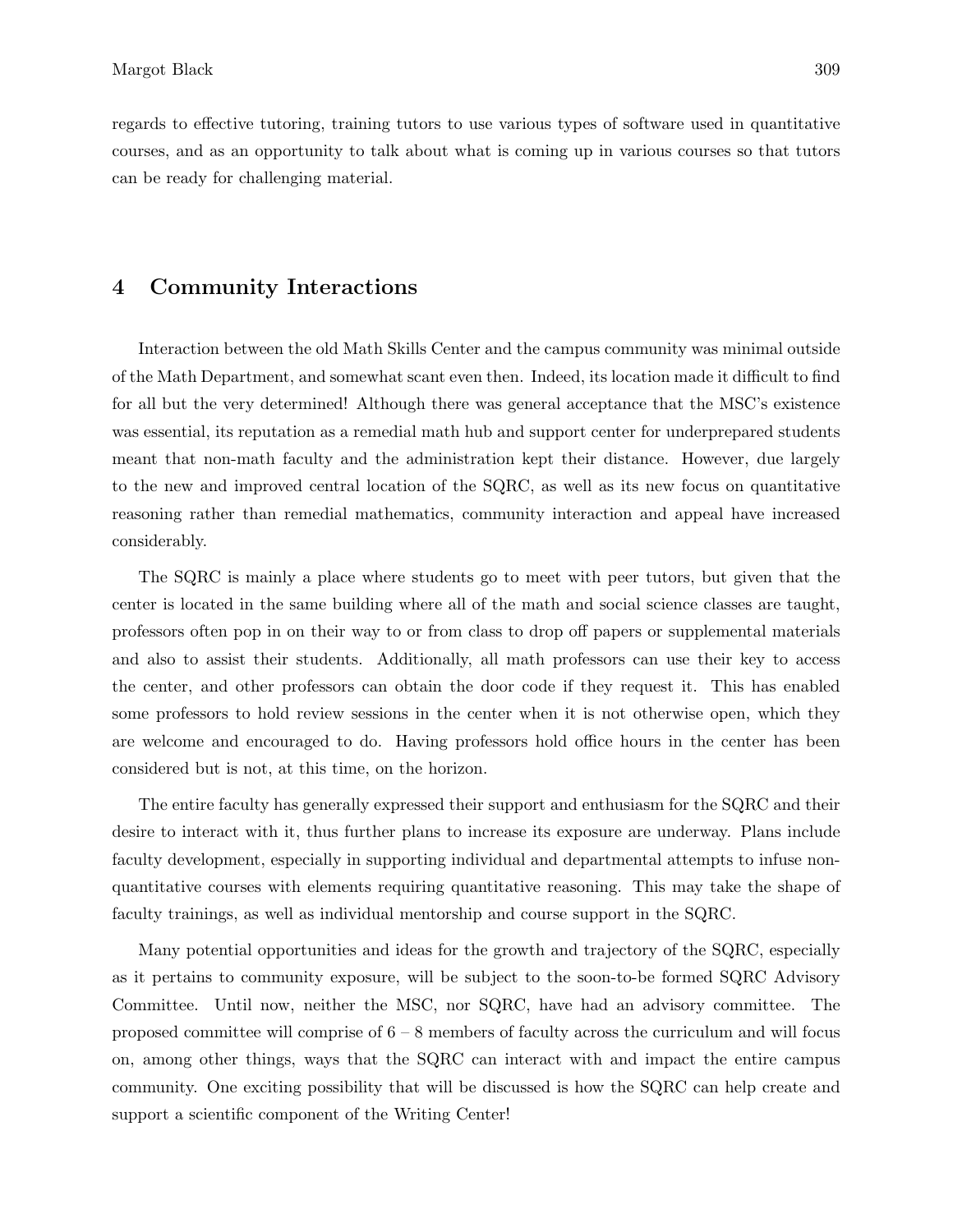regards to effective tutoring, training tutors to use various types of software used in quantitative courses, and as an opportunity to talk about what is coming up in various courses so that tutors can be ready for challenging material.

## 4 Community Interactions

Interaction between the old Math Skills Center and the campus community was minimal outside of the Math Department, and somewhat scant even then. Indeed, its location made it difficult to find for all but the very determined! Although there was general acceptance that the MSC's existence was essential, its reputation as a remedial math hub and support center for underprepared students meant that non-math faculty and the administration kept their distance. However, due largely to the new and improved central location of the SQRC, as well as its new focus on quantitative reasoning rather than remedial mathematics, community interaction and appeal have increased considerably.

The SQRC is mainly a place where students go to meet with peer tutors, but given that the center is located in the same building where all of the math and social science classes are taught, professors often pop in on their way to or from class to drop off papers or supplemental materials and also to assist their students. Additionally, all math professors can use their key to access the center, and other professors can obtain the door code if they request it. This has enabled some professors to hold review sessions in the center when it is not otherwise open, which they are welcome and encouraged to do. Having professors hold office hours in the center has been considered but is not, at this time, on the horizon.

The entire faculty has generally expressed their support and enthusiasm for the SQRC and their desire to interact with it, thus further plans to increase its exposure are underway. Plans include faculty development, especially in supporting individual and departmental attempts to infuse non-quantitative courses with elements requiring quantitative reasoning. This may take the shape of faculty trainings, as well as individual mentorship and course support in the SQRC.

Many potential opportunities and ideas for the growth and trajectory of the SQRC, especially as it pertains to community exposure, will be subject to the soon-to-be formed SQRC Advisory Committee. Until now, neither the MSC, nor SQRC, have had an advisory committee. The proposed committee will comprise of 6 – 8 members of faculty across the curriculum and will focus on, among other things, ways that the SQRC can interact with and impact the entire campus community. One exciting possibility that will be discussed is how the SQRC can help create and support a scientific component of the Writing Center!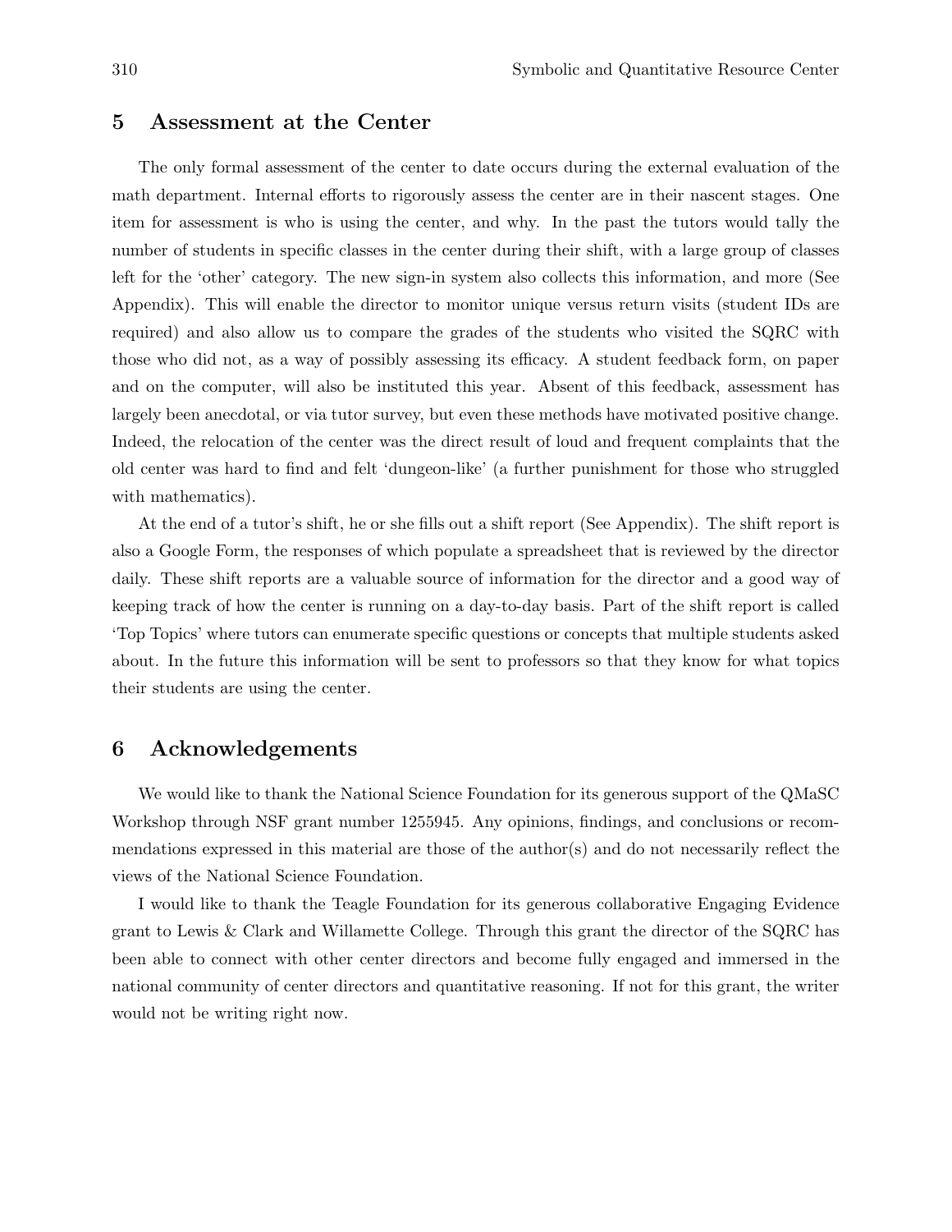## 5 Assessment at the Center

The only formal assessment of the center to date occurs during the external evaluation of the math department. Internal efforts to rigorously assess the center are in their nascent stages. One item for assessment is who is using the center, and why. In the past the tutors would tally the number of students in specific classes in the center during their shift, with a large group of classes left for the 'other' category. The new sign-in system also collects this information, and more (See Appendix). This will enable the director to monitor unique versus return visits (student IDs are required) and also allow us to compare the grades of the students who visited the SQRC with those who did not, as a way of possibly assessing its efficacy. A student feedback form, on paper and on the computer, will also be instituted this year. Absent of this feedback, assessment has largely been anecdotal, or via tutor survey, but even these methods have motivated positive change. Indeed, the relocation of the center was the direct result of loud and frequent complaints that the old center was hard to find and felt 'dungeon-like' (a further punishment for those who struggled with mathematics).

At the end of a tutor's shift, he or she fills out a shift report (See Appendix). The shift report is also a Google Form, the responses of which populate a spreadsheet that is reviewed by the director daily. These shift reports are a valuable source of information for the director and a good way of keeping track of how the center is running on a day-to-day basis. Part of the shift report is called 'Top Topics' where tutors can enumerate specific questions or concepts that multiple students asked about. In the future this information will be sent to professors so that they know for what topics their students are using the center.

## 6 Acknowledgements

We would like to thank the National Science Foundation for its generous support of the QMaSC Workshop through NSF grant number 1255945. Any opinions, findings, and conclusions or recommendations expressed in this material are those of the author(s) and do not necessarily reflect the views of the National Science Foundation.

I would like to thank the Teagle Foundation for its generous collaborative Engaging Evidence grant to Lewis & Clark and Willamette College. Through this grant the director of the SQRC has been able to connect with other center directors and become fully engaged and immersed in the national community of center directors and quantitative reasoning. If not for this grant, the writer would not be writing right now.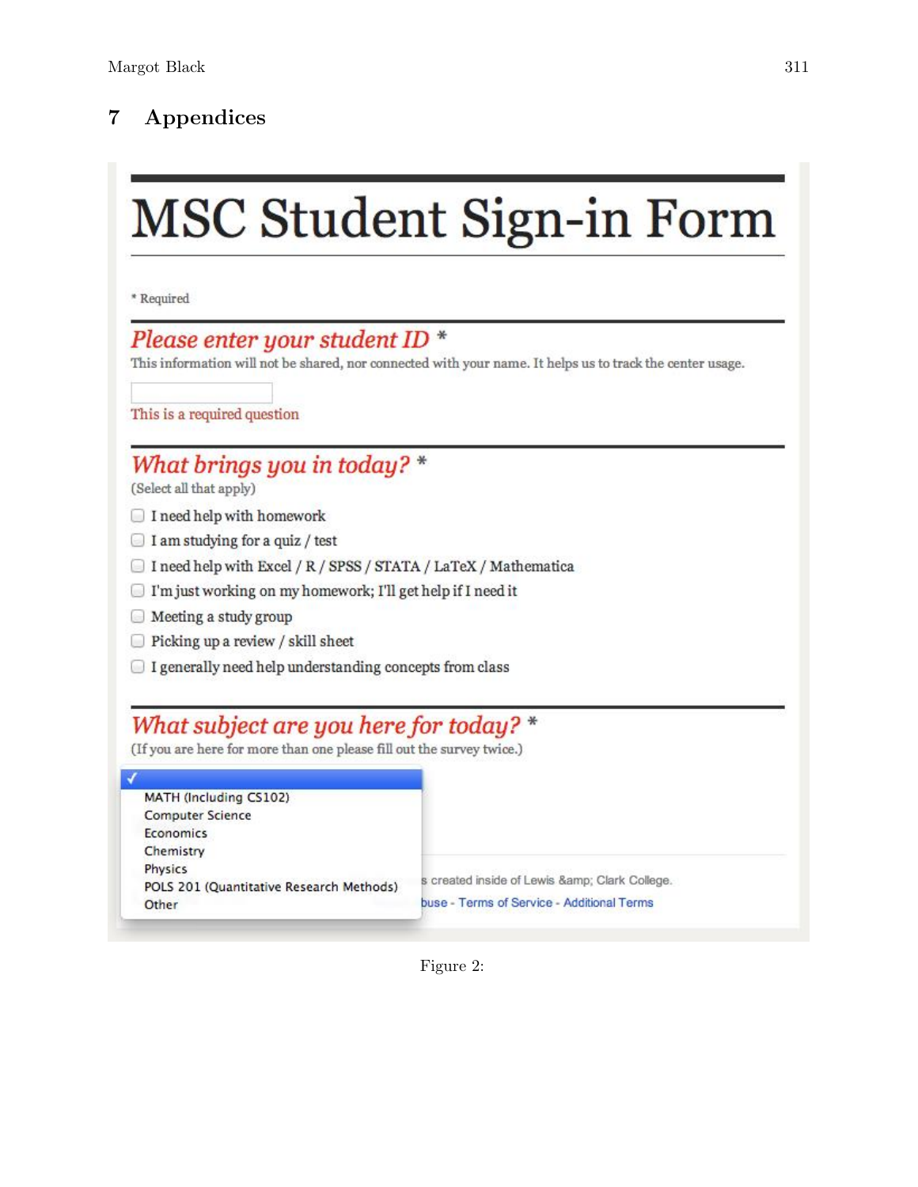## 7 Appendices

# MSC Student Sign-in Form

* Required

*Please enter your student ID* *

This information will not be shared, nor connected with your name. It helps us to track the center usage.

This is a required question

*What brings you in today?* *

(Select all that apply)

- I need help with homework
- I am studying for a quiz / test
- I need help with Excel / R / SPSS / STATA / LaTeX / Mathematica
- I'm just working on my homework; I'll get help if I need it
- Meeting a study group
- Picking up a review / skill sheet
- I generally need help understanding concepts from class

*What subject are you here for today?* *

(If you are here for more than one please fill out the survey twice.)

- MATH (Including CS102)
- Computer Science
- Economics
- Chemistry
- Physics
- POLS 201 (Quantitative Research Methods)
- Other

s created inside of Lewis &amp; Clark College.

buse - Terms of Service - Additional Terms

Figure 2: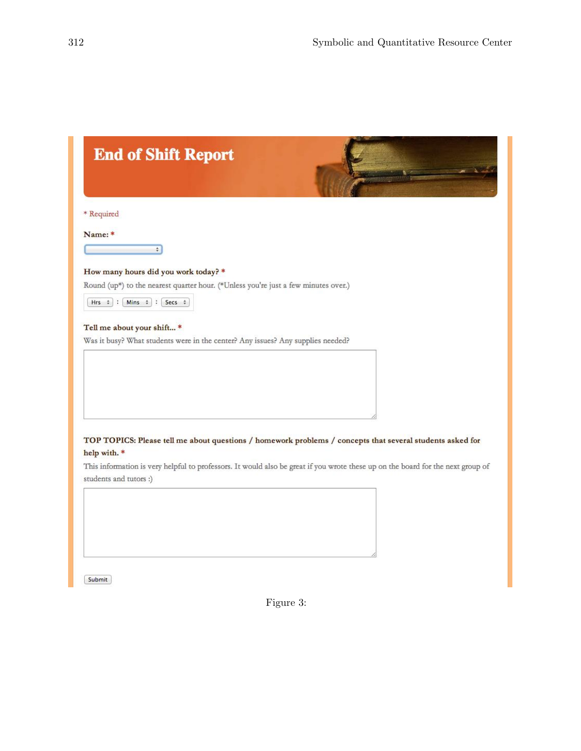# End of Shift Report

* Required

**Name: ***

**How many hours did you work today? ***

Round (up*) to the nearest quarter hour. (*Unless you're just a few minutes over.)

Hrs : Mins : Secs

**Tell me about your shift... ***

Was it busy? What students were in the center? Any issues? Any supplies needed?

**TOP TOPICS: Please tell me about questions / homework problems / concepts that several students asked for help with. ***

This information is very helpful to professors. It would also be great if you wrote these up on the board for the next group of students and tutors :)

Submit

Figure 3: